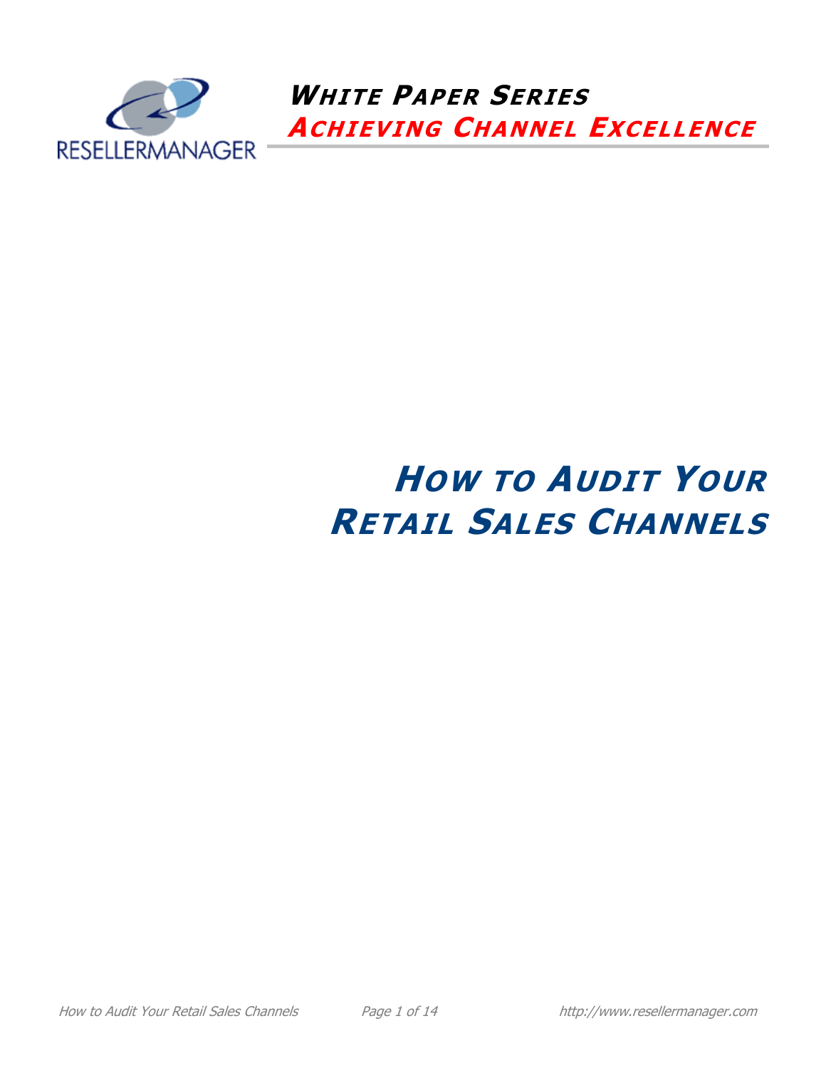RESELLERMANAGER

**WHITE PAPER SERIES**

**ACHIEVING CHANNEL EXCELLENCE**

# HOW TO AUDIT YOUR RETAIL SALES CHANNELS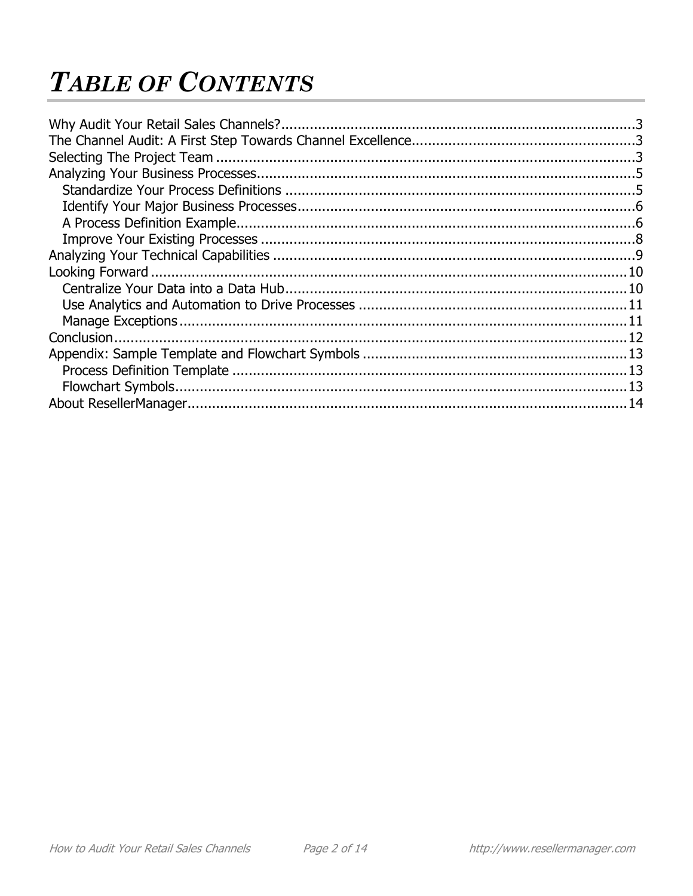# *TABLE OF CONTENTS*

Why Audit Your Retail Sales Channels? .......... 3
The Channel Audit: A First Step Towards Channel Excellence .......... 3
Selecting The Project Team .......... 3
Analyzing Your Business Processes .......... 5
- Standardize Your Process Definitions .......... 5
- Identify Your Major Business Processes .......... 6
- A Process Definition Example .......... 6
- Improve Your Existing Processes .......... 8

Analyzing Your Technical Capabilities .......... 9
Looking Forward .......... 10
- Centralize Your Data into a Data Hub .......... 10
- Use Analytics and Automation to Drive Processes .......... 11
- Manage Exceptions .......... 11

Conclusion .......... 12
Appendix: Sample Template and Flowchart Symbols .......... 13
- Process Definition Template .......... 13
- Flowchart Symbols .......... 13

About ResellerManager .......... 14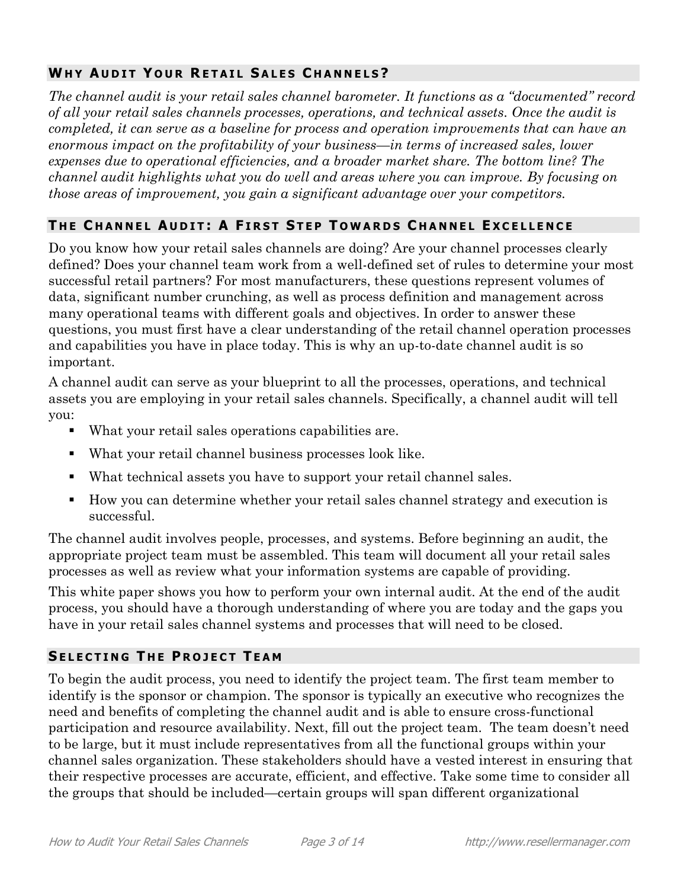## Why Audit Your Retail Sales Channels?

*The channel audit is your retail sales channel barometer. It functions as a "documented" record of all your retail sales channels processes, operations, and technical assets. Once the audit is completed, it can serve as a baseline for process and operation improvements that can have an enormous impact on the profitability of your business—in terms of increased sales, lower expenses due to operational efficiencies, and a broader market share. The bottom line? The channel audit highlights what you do well and areas where you can improve. By focusing on those areas of improvement, you gain a significant advantage over your competitors.*

## The Channel Audit: A First Step Towards Channel Excellence

Do you know how your retail sales channels are doing? Are your channel processes clearly defined? Does your channel team work from a well-defined set of rules to determine your most successful retail partners? For most manufacturers, these questions represent volumes of data, significant number crunching, as well as process definition and management across many operational teams with different goals and objectives. In order to answer these questions, you must first have a clear understanding of the retail channel operation processes and capabilities you have in place today. This is why an up-to-date channel audit is so important.

A channel audit can serve as your blueprint to all the processes, operations, and technical assets you are employing in your retail sales channels. Specifically, a channel audit will tell you:

- What your retail sales operations capabilities are.
- What your retail channel business processes look like.
- What technical assets you have to support your retail channel sales.
- How you can determine whether your retail sales channel strategy and execution is successful.

The channel audit involves people, processes, and systems. Before beginning an audit, the appropriate project team must be assembled. This team will document all your retail sales processes as well as review what your information systems are capable of providing.

This white paper shows you how to perform your own internal audit. At the end of the audit process, you should have a thorough understanding of where you are today and the gaps you have in your retail sales channel systems and processes that will need to be closed.

## Selecting The Project Team

To begin the audit process, you need to identify the project team. The first team member to identify is the sponsor or champion. The sponsor is typically an executive who recognizes the need and benefits of completing the channel audit and is able to ensure cross-functional participation and resource availability. Next, fill out the project team. The team doesn't need to be large, but it must include representatives from all the functional groups within your channel sales organization. These stakeholders should have a vested interest in ensuring that their respective processes are accurate, efficient, and effective. Take some time to consider all the groups that should be included—certain groups will span different organizational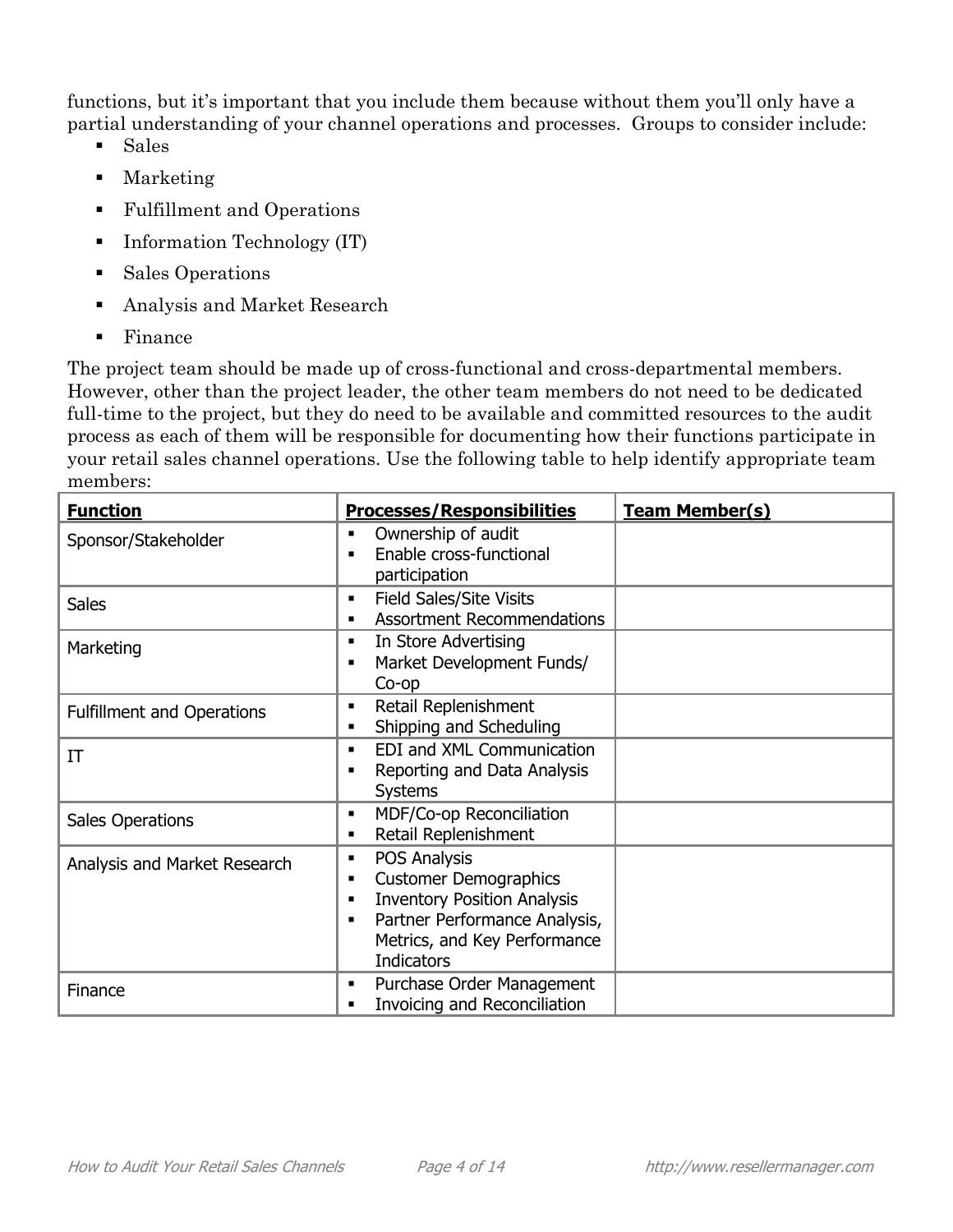functions, but it's important that you include them because without them you'll only have a partial understanding of your channel operations and processes. Groups to consider include:

- Sales
- Marketing
- Fulfillment and Operations
- Information Technology (IT)
- Sales Operations
- Analysis and Market Research
- Finance

The project team should be made up of cross-functional and cross-departmental members. However, other than the project leader, the other team members do not need to be dedicated full-time to the project, but they do need to be available and committed resources to the audit process as each of them will be responsible for documenting how their functions participate in your retail sales channel operations. Use the following table to help identify appropriate team members:

| **Function** | **Processes/Responsibilities** | **Team Member(s)** |
| --- | --- | --- |
| Sponsor/Stakeholder | ▪ Ownership of audit<br>▪ Enable cross-functional participation | |
| Sales | ▪ Field Sales/Site Visits<br>▪ Assortment Recommendations | |
| Marketing | ▪ In Store Advertising<br>▪ Market Development Funds/ Co-op | |
| Fulfillment and Operations | ▪ Retail Replenishment<br>▪ Shipping and Scheduling | |
| IT | ▪ EDI and XML Communication<br>▪ Reporting and Data Analysis Systems | |
| Sales Operations | ▪ MDF/Co-op Reconciliation<br>▪ Retail Replenishment | |
| Analysis and Market Research | ▪ POS Analysis<br>▪ Customer Demographics<br>▪ Inventory Position Analysis<br>▪ Partner Performance Analysis, Metrics, and Key Performance Indicators | |
| Finance | ▪ Purchase Order Management<br>▪ Invoicing and Reconciliation | |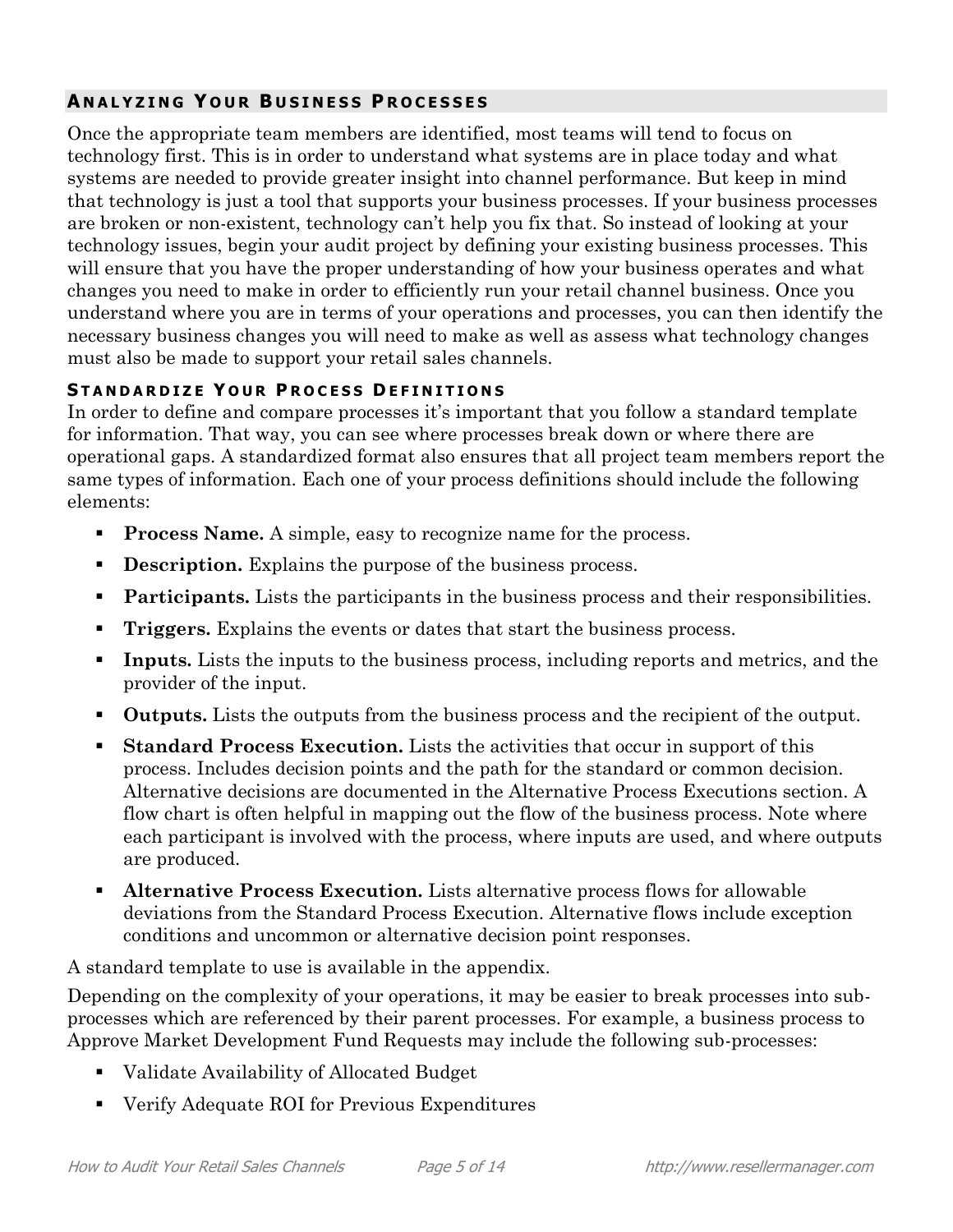## Analyzing Your Business Processes

Once the appropriate team members are identified, most teams will tend to focus on technology first. This is in order to understand what systems are in place today and what systems are needed to provide greater insight into channel performance. But keep in mind that technology is just a tool that supports your business processes. If your business processes are broken or non-existent, technology can't help you fix that. So instead of looking at your technology issues, begin your audit project by defining your existing business processes. This will ensure that you have the proper understanding of how your business operates and what changes you need to make in order to efficiently run your retail channel business. Once you understand where you are in terms of your operations and processes, you can then identify the necessary business changes you will need to make as well as assess what technology changes must also be made to support your retail sales channels.

### Standardize Your Process Definitions

In order to define and compare processes it's important that you follow a standard template for information. That way, you can see where processes break down or where there are operational gaps. A standardized format also ensures that all project team members report the same types of information. Each one of your process definitions should include the following elements:

- **Process Name.** A simple, easy to recognize name for the process.
- **Description.** Explains the purpose of the business process.
- **Participants.** Lists the participants in the business process and their responsibilities.
- **Triggers.** Explains the events or dates that start the business process.
- **Inputs.** Lists the inputs to the business process, including reports and metrics, and the provider of the input.
- **Outputs.** Lists the outputs from the business process and the recipient of the output.
- **Standard Process Execution.** Lists the activities that occur in support of this process. Includes decision points and the path for the standard or common decision. Alternative decisions are documented in the Alternative Process Executions section. A flow chart is often helpful in mapping out the flow of the business process. Note where each participant is involved with the process, where inputs are used, and where outputs are produced.
- **Alternative Process Execution.** Lists alternative process flows for allowable deviations from the Standard Process Execution. Alternative flows include exception conditions and uncommon or alternative decision point responses.

A standard template to use is available in the appendix.

Depending on the complexity of your operations, it may be easier to break processes into sub-processes which are referenced by their parent processes. For example, a business process to Approve Market Development Fund Requests may include the following sub-processes:

- Validate Availability of Allocated Budget
- Verify Adequate ROI for Previous Expenditures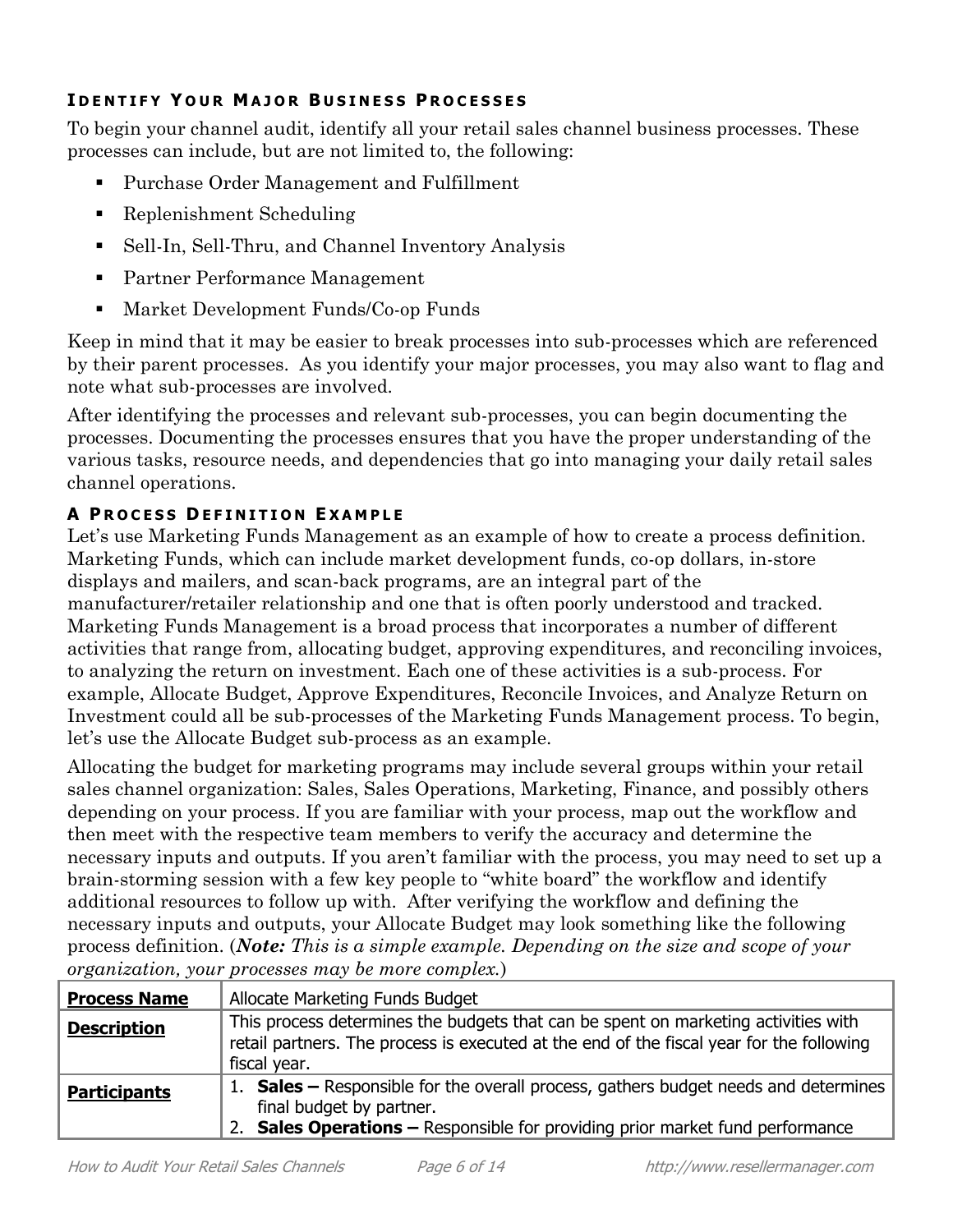### Identify Your Major Business Processes

To begin your channel audit, identify all your retail sales channel business processes. These processes can include, but are not limited to, the following:

- Purchase Order Management and Fulfillment
- Replenishment Scheduling
- Sell-In, Sell-Thru, and Channel Inventory Analysis
- Partner Performance Management
- Market Development Funds/Co-op Funds

Keep in mind that it may be easier to break processes into sub-processes which are referenced by their parent processes. As you identify your major processes, you may also want to flag and note what sub-processes are involved.

After identifying the processes and relevant sub-processes, you can begin documenting the processes. Documenting the processes ensures that you have the proper understanding of the various tasks, resource needs, and dependencies that go into managing your daily retail sales channel operations.

### A Process Definition Example

Let's use Marketing Funds Management as an example of how to create a process definition. Marketing Funds, which can include market development funds, co-op dollars, in-store displays and mailers, and scan-back programs, are an integral part of the manufacturer/retailer relationship and one that is often poorly understood and tracked. Marketing Funds Management is a broad process that incorporates a number of different activities that range from, allocating budget, approving expenditures, and reconciling invoices, to analyzing the return on investment. Each one of these activities is a sub-process. For example, Allocate Budget, Approve Expenditures, Reconcile Invoices, and Analyze Return on Investment could all be sub-processes of the Marketing Funds Management process. To begin, let's use the Allocate Budget sub-process as an example.

Allocating the budget for marketing programs may include several groups within your retail sales channel organization: Sales, Sales Operations, Marketing, Finance, and possibly others depending on your process. If you are familiar with your process, map out the workflow and then meet with the respective team members to verify the accuracy and determine the necessary inputs and outputs. If you aren't familiar with the process, you may need to set up a brain-storming session with a few key people to "white board" the workflow and identify additional resources to follow up with. After verifying the workflow and defining the necessary inputs and outputs, your Allocate Budget may look something like the following process definition. (***Note:*** *This is a simple example. Depending on the size and scope of your organization, your processes may be more complex.*)

| **Process Name** | Allocate Marketing Funds Budget |
|---|---|
| **Description** | This process determines the budgets that can be spent on marketing activities with retail partners. The process is executed at the end of the fiscal year for the following fiscal year. |
| **Participants** | 1. **Sales –** Responsible for the overall process, gathers budget needs and determines final budget by partner.<br>2. **Sales Operations –** Responsible for providing prior market fund performance |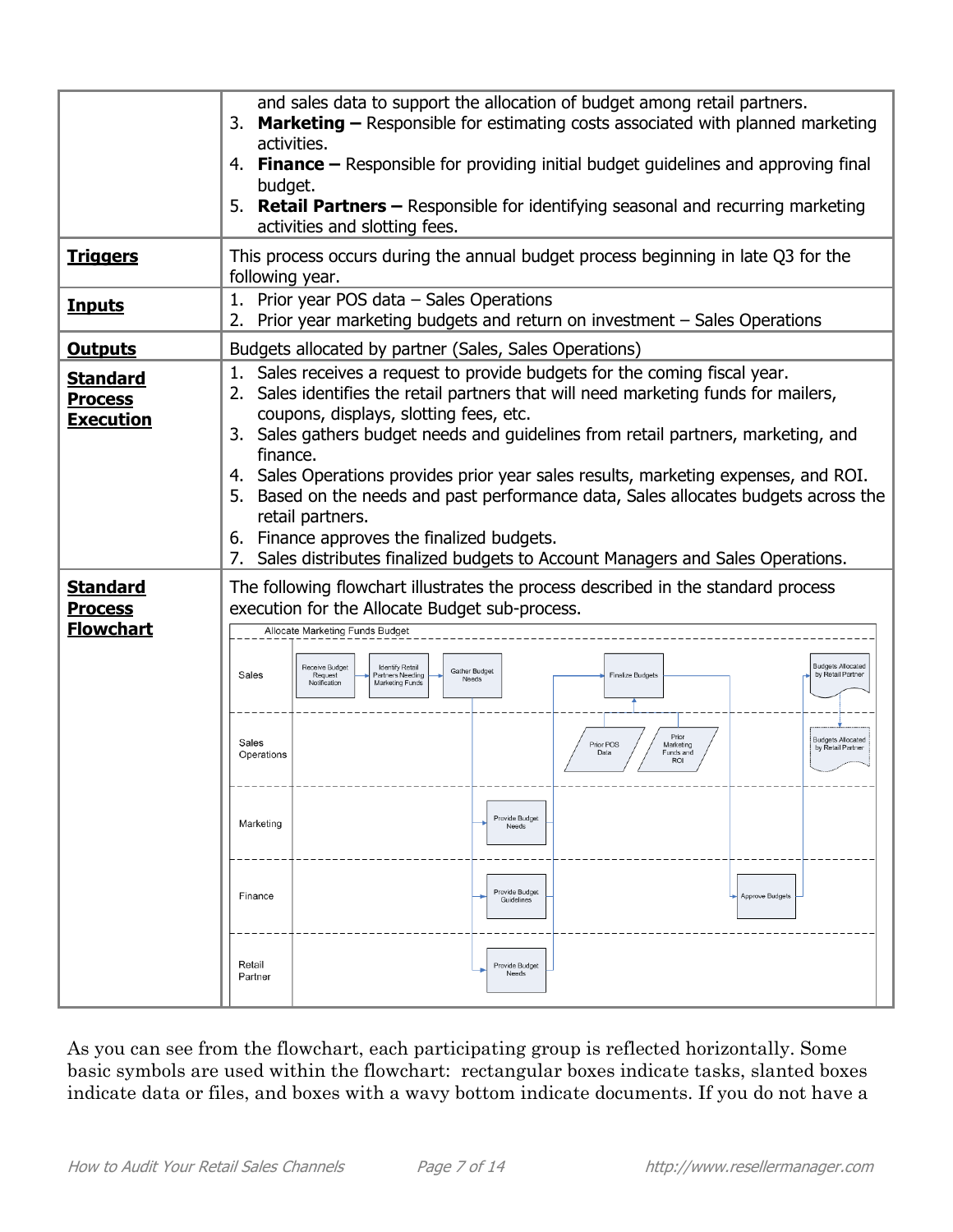| | |
|---|---|
| | and sales data to support the allocation of budget among retail partners.<br>3. **Marketing –** Responsible for estimating costs associated with planned marketing activities.<br>4. **Finance –** Responsible for providing initial budget guidelines and approving final budget.<br>5. **Retail Partners –** Responsible for identifying seasonal and recurring marketing activities and slotting fees. |
| **Triggers** | This process occurs during the annual budget process beginning in late Q3 for the following year. |
| **Inputs** | 1. Prior year POS data – Sales Operations<br>2. Prior year marketing budgets and return on investment – Sales Operations |
| **Outputs** | Budgets allocated by partner (Sales, Sales Operations) |
| **Standard Process Execution** | 1. Sales receives a request to provide budgets for the coming fiscal year.<br>2. Sales identifies the retail partners that will need marketing funds for mailers, coupons, displays, slotting fees, etc.<br>3. Sales gathers budget needs and guidelines from retail partners, marketing, and finance.<br>4. Sales Operations provides prior year sales results, marketing expenses, and ROI.<br>5. Based on the needs and past performance data, Sales allocates budgets across the retail partners.<br>6. Finance approves the finalized budgets.<br>7. Sales distributes finalized budgets to Account Managers and Sales Operations. |
| **Standard Process Flowchart** | The following flowchart illustrates the process described in the standard process execution for the Allocate Budget sub-process.<br><br>Allocate Marketing Funds Budget<br>Sales: Receive Budget Request Notification → Identify Retail Partners Needing Marketing Funds → Gather Budget Needs → Finalize Budgets → Budgets Allocated by Retail Partner<br>Sales Operations: Prior POS Data; Prior Marketing Funds and ROI; Budgets Allocated by Retail Partner<br>Marketing: Provide Budget Needs<br>Finance: Provide Budget Guidelines; Approve Budgets<br>Retail Partner: Provide Budget Needs |

As you can see from the flowchart, each participating group is reflected horizontally. Some basic symbols are used within the flowchart: rectangular boxes indicate tasks, slanted boxes indicate data or files, and boxes with a wavy bottom indicate documents. If you do not have a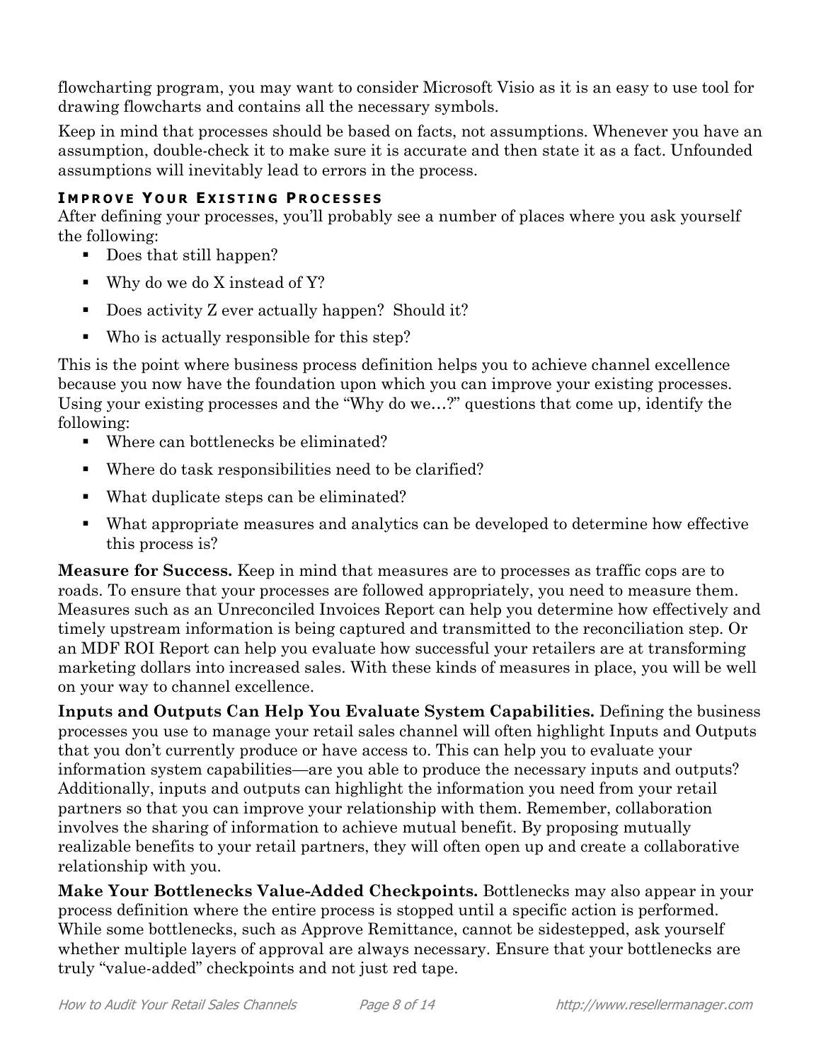flowcharting program, you may want to consider Microsoft Visio as it is an easy to use tool for drawing flowcharts and contains all the necessary symbols.

Keep in mind that processes should be based on facts, not assumptions. Whenever you have an assumption, double-check it to make sure it is accurate and then state it as a fact. Unfounded assumptions will inevitably lead to errors in the process.

### Improve Your Existing Processes

After defining your processes, you'll probably see a number of places where you ask yourself the following:

- Does that still happen?
- Why do we do X instead of Y?
- Does activity Z ever actually happen? Should it?
- Who is actually responsible for this step?

This is the point where business process definition helps you to achieve channel excellence because you now have the foundation upon which you can improve your existing processes. Using your existing processes and the "Why do we…?" questions that come up, identify the following:

- Where can bottlenecks be eliminated?
- Where do task responsibilities need to be clarified?
- What duplicate steps can be eliminated?
- What appropriate measures and analytics can be developed to determine how effective this process is?

**Measure for Success.** Keep in mind that measures are to processes as traffic cops are to roads. To ensure that your processes are followed appropriately, you need to measure them. Measures such as an Unreconciled Invoices Report can help you determine how effectively and timely upstream information is being captured and transmitted to the reconciliation step. Or an MDF ROI Report can help you evaluate how successful your retailers are at transforming marketing dollars into increased sales. With these kinds of measures in place, you will be well on your way to channel excellence.

**Inputs and Outputs Can Help You Evaluate System Capabilities.** Defining the business processes you use to manage your retail sales channel will often highlight Inputs and Outputs that you don't currently produce or have access to. This can help you to evaluate your information system capabilities—are you able to produce the necessary inputs and outputs? Additionally, inputs and outputs can highlight the information you need from your retail partners so that you can improve your relationship with them. Remember, collaboration involves the sharing of information to achieve mutual benefit. By proposing mutually realizable benefits to your retail partners, they will often open up and create a collaborative relationship with you.

**Make Your Bottlenecks Value-Added Checkpoints.** Bottlenecks may also appear in your process definition where the entire process is stopped until a specific action is performed. While some bottlenecks, such as Approve Remittance, cannot be sidestepped, ask yourself whether multiple layers of approval are always necessary. Ensure that your bottlenecks are truly "value-added" checkpoints and not just red tape.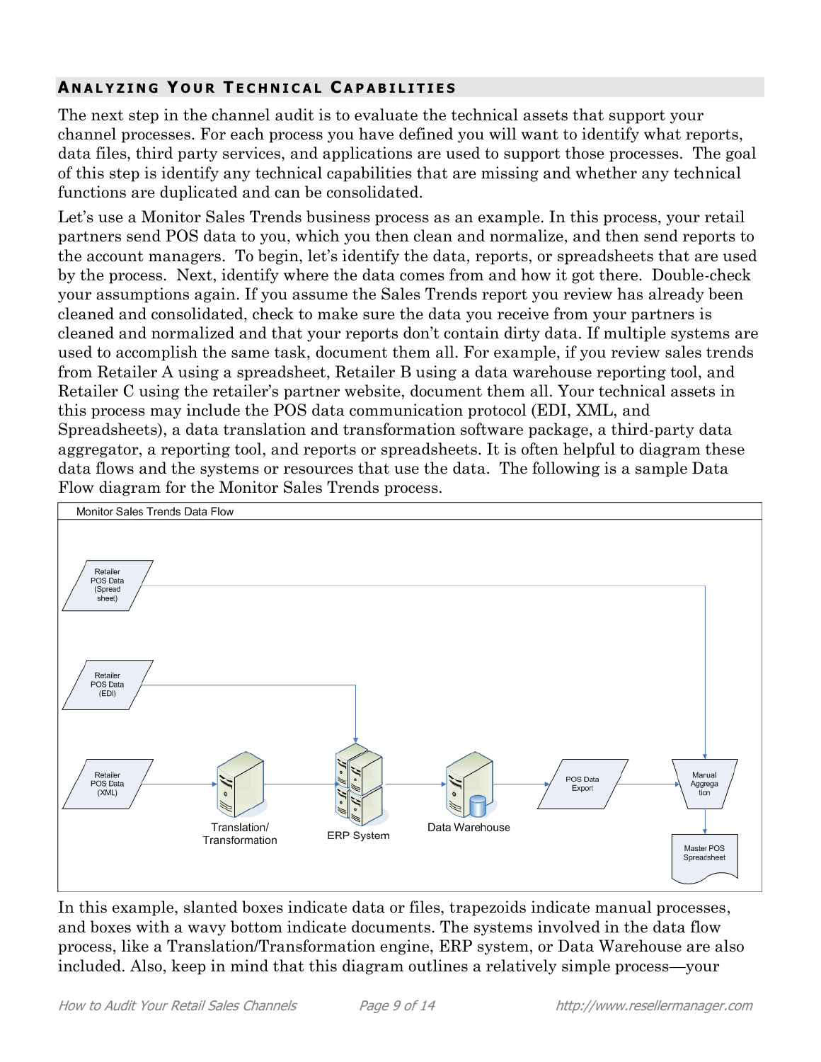## Analyzing Your Technical Capabilities

The next step in the channel audit is to evaluate the technical assets that support your channel processes. For each process you have defined you will want to identify what reports, data files, third party services, and applications are used to support those processes. The goal of this step is identify any technical capabilities that are missing and whether any technical functions are duplicated and can be consolidated.

Let's use a Monitor Sales Trends business process as an example. In this process, your retail partners send POS data to you, which you then clean and normalize, and then send reports to the account managers. To begin, let's identify the data, reports, or spreadsheets that are used by the process. Next, identify where the data comes from and how it got there. Double-check your assumptions again. If you assume the Sales Trends report you review has already been cleaned and consolidated, check to make sure the data you receive from your partners is cleaned and normalized and that your reports don't contain dirty data. If multiple systems are used to accomplish the same task, document them all. For example, if you review sales trends from Retailer A using a spreadsheet, Retailer B using a data warehouse reporting tool, and Retailer C using the retailer's partner website, document them all. Your technical assets in this process may include the POS data communication protocol (EDI, XML, and Spreadsheets), a data translation and transformation software package, a third-party data aggregator, a reporting tool, and reports or spreadsheets. It is often helpful to diagram these data flows and the systems or resources that use the data. The following is a sample Data Flow diagram for the Monitor Sales Trends process.

Monitor Sales Trends Data Flow

Retailer POS Data (Spread sheet) · Retailer POS Data (EDI) · Retailer POS Data (XML) · Translation/ Transformation · ERP System · Data Warehouse · POS Data Export · Manual Aggregation · Master POS Spreadsheet

In this example, slanted boxes indicate data or files, trapezoids indicate manual processes, and boxes with a wavy bottom indicate documents. The systems involved in the data flow process, like a Translation/Transformation engine, ERP system, or Data Warehouse are also included. Also, keep in mind that this diagram outlines a relatively simple process—your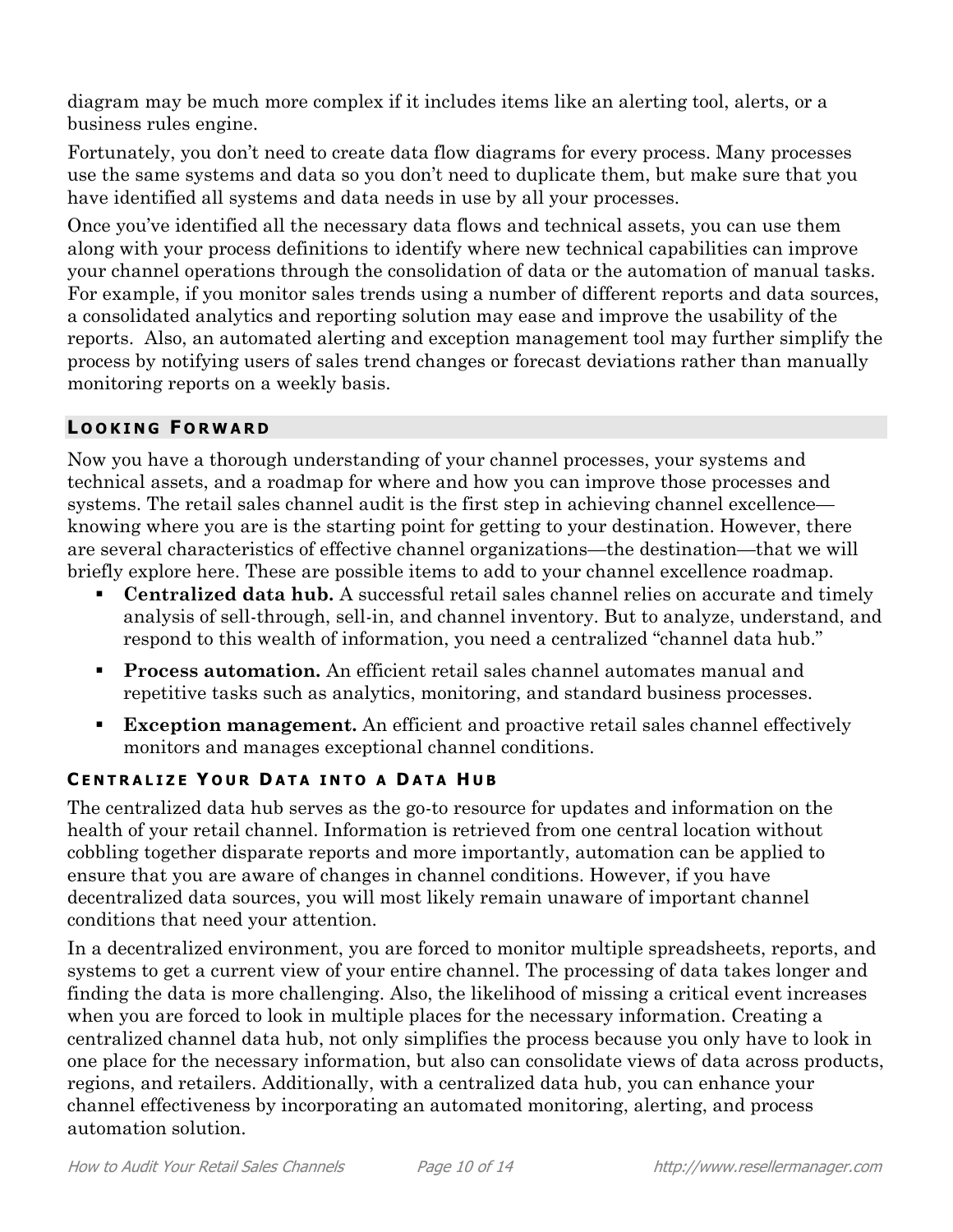diagram may be much more complex if it includes items like an alerting tool, alerts, or a business rules engine.

Fortunately, you don't need to create data flow diagrams for every process. Many processes use the same systems and data so you don't need to duplicate them, but make sure that you have identified all systems and data needs in use by all your processes.

Once you've identified all the necessary data flows and technical assets, you can use them along with your process definitions to identify where new technical capabilities can improve your channel operations through the consolidation of data or the automation of manual tasks. For example, if you monitor sales trends using a number of different reports and data sources, a consolidated analytics and reporting solution may ease and improve the usability of the reports. Also, an automated alerting and exception management tool may further simplify the process by notifying users of sales trend changes or forecast deviations rather than manually monitoring reports on a weekly basis.

## Looking Forward

Now you have a thorough understanding of your channel processes, your systems and technical assets, and a roadmap for where and how you can improve those processes and systems. The retail sales channel audit is the first step in achieving channel excellence—knowing where you are is the starting point for getting to your destination. However, there are several characteristics of effective channel organizations—the destination—that we will briefly explore here. These are possible items to add to your channel excellence roadmap.

- **Centralized data hub.** A successful retail sales channel relies on accurate and timely analysis of sell-through, sell-in, and channel inventory. But to analyze, understand, and respond to this wealth of information, you need a centralized "channel data hub."
- **Process automation.** An efficient retail sales channel automates manual and repetitive tasks such as analytics, monitoring, and standard business processes.
- **Exception management.** An efficient and proactive retail sales channel effectively monitors and manages exceptional channel conditions.

### Centralize Your Data into a Data Hub

The centralized data hub serves as the go-to resource for updates and information on the health of your retail channel. Information is retrieved from one central location without cobbling together disparate reports and more importantly, automation can be applied to ensure that you are aware of changes in channel conditions. However, if you have decentralized data sources, you will most likely remain unaware of important channel conditions that need your attention.

In a decentralized environment, you are forced to monitor multiple spreadsheets, reports, and systems to get a current view of your entire channel. The processing of data takes longer and finding the data is more challenging. Also, the likelihood of missing a critical event increases when you are forced to look in multiple places for the necessary information. Creating a centralized channel data hub, not only simplifies the process because you only have to look in one place for the necessary information, but also can consolidate views of data across products, regions, and retailers. Additionally, with a centralized data hub, you can enhance your channel effectiveness by incorporating an automated monitoring, alerting, and process automation solution.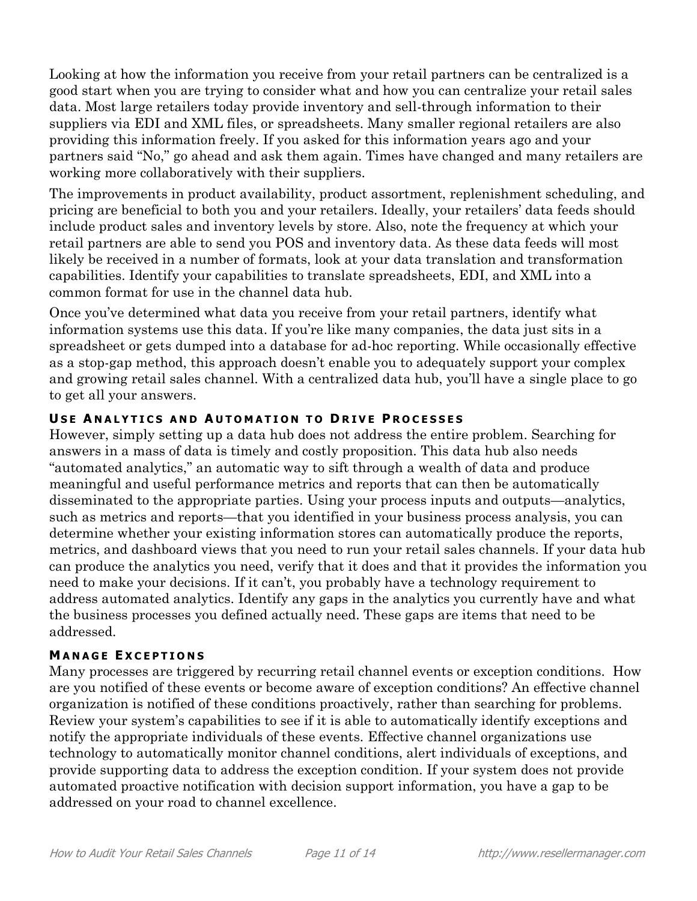Looking at how the information you receive from your retail partners can be centralized is a good start when you are trying to consider what and how you can centralize your retail sales data. Most large retailers today provide inventory and sell-through information to their suppliers via EDI and XML files, or spreadsheets. Many smaller regional retailers are also providing this information freely. If you asked for this information years ago and your partners said "No," go ahead and ask them again. Times have changed and many retailers are working more collaboratively with their suppliers.

The improvements in product availability, product assortment, replenishment scheduling, and pricing are beneficial to both you and your retailers. Ideally, your retailers' data feeds should include product sales and inventory levels by store. Also, note the frequency at which your retail partners are able to send you POS and inventory data. As these data feeds will most likely be received in a number of formats, look at your data translation and transformation capabilities. Identify your capabilities to translate spreadsheets, EDI, and XML into a common format for use in the channel data hub.

Once you've determined what data you receive from your retail partners, identify what information systems use this data. If you're like many companies, the data just sits in a spreadsheet or gets dumped into a database for ad-hoc reporting. While occasionally effective as a stop-gap method, this approach doesn't enable you to adequately support your complex and growing retail sales channel. With a centralized data hub, you'll have a single place to go to get all your answers.

### Use Analytics and Automation to Drive Processes

However, simply setting up a data hub does not address the entire problem. Searching for answers in a mass of data is timely and costly proposition. This data hub also needs "automated analytics," an automatic way to sift through a wealth of data and produce meaningful and useful performance metrics and reports that can then be automatically disseminated to the appropriate parties. Using your process inputs and outputs—analytics, such as metrics and reports—that you identified in your business process analysis, you can determine whether your existing information stores can automatically produce the reports, metrics, and dashboard views that you need to run your retail sales channels. If your data hub can produce the analytics you need, verify that it does and that it provides the information you need to make your decisions. If it can't, you probably have a technology requirement to address automated analytics. Identify any gaps in the analytics you currently have and what the business processes you defined actually need. These gaps are items that need to be addressed.

### Manage Exceptions

Many processes are triggered by recurring retail channel events or exception conditions. How are you notified of these events or become aware of exception conditions? An effective channel organization is notified of these conditions proactively, rather than searching for problems. Review your system's capabilities to see if it is able to automatically identify exceptions and notify the appropriate individuals of these events. Effective channel organizations use technology to automatically monitor channel conditions, alert individuals of exceptions, and provide supporting data to address the exception condition. If your system does not provide automated proactive notification with decision support information, you have a gap to be addressed on your road to channel excellence.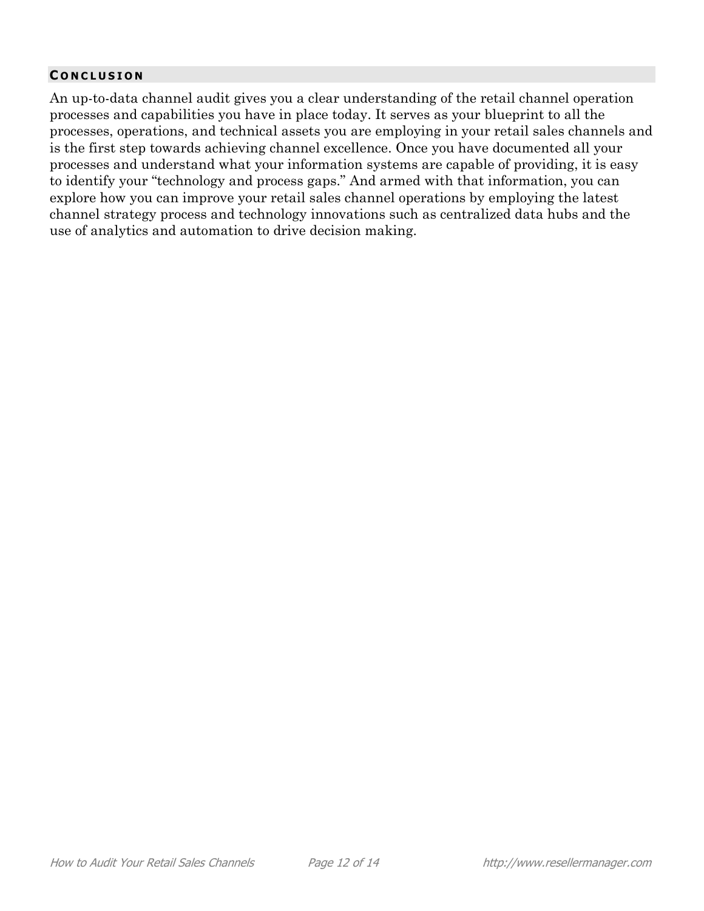## Conclusion

An up-to-data channel audit gives you a clear understanding of the retail channel operation processes and capabilities you have in place today. It serves as your blueprint to all the processes, operations, and technical assets you are employing in your retail sales channels and is the first step towards achieving channel excellence. Once you have documented all your processes and understand what your information systems are capable of providing, it is easy to identify your "technology and process gaps." And armed with that information, you can explore how you can improve your retail sales channel operations by employing the latest channel strategy process and technology innovations such as centralized data hubs and the use of analytics and automation to drive decision making.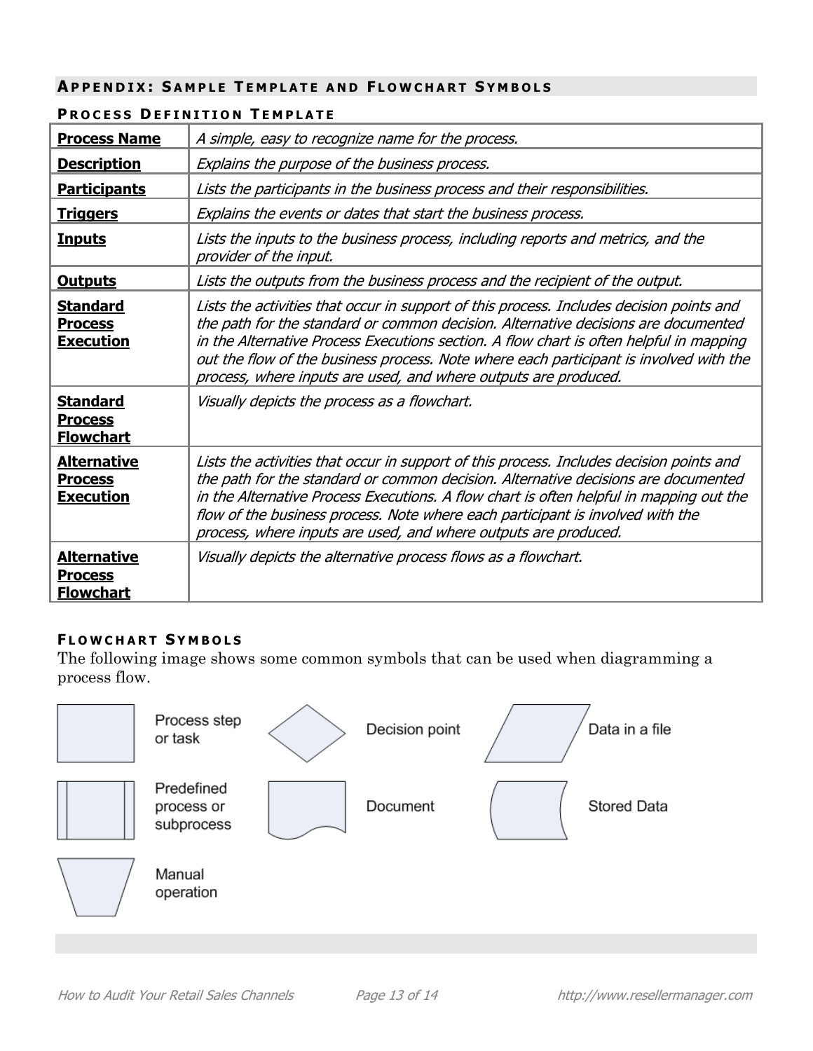## Appendix: Sample Template and Flowchart Symbols

### Process Definition Template

| | |
|---|---|
| **Process Name** | *A simple, easy to recognize name for the process.* |
| **Description** | *Explains the purpose of the business process.* |
| **Participants** | *Lists the participants in the business process and their responsibilities.* |
| **Triggers** | *Explains the events or dates that start the business process.* |
| **Inputs** | *Lists the inputs to the business process, including reports and metrics, and the provider of the input.* |
| **Outputs** | *Lists the outputs from the business process and the recipient of the output.* |
| **Standard Process Execution** | *Lists the activities that occur in support of this process. Includes decision points and the path for the standard or common decision. Alternative decisions are documented in the Alternative Process Executions section. A flow chart is often helpful in mapping out the flow of the business process. Note where each participant is involved with the process, where inputs are used, and where outputs are produced.* |
| **Standard Process Flowchart** | *Visually depicts the process as a flowchart.* |
| **Alternative Process Execution** | *Lists the activities that occur in support of this process. Includes decision points and the path for the standard or common decision. Alternative decisions are documented in the Alternative Process Executions. A flow chart is often helpful in mapping out the flow of the business process. Note where each participant is involved with the process, where inputs are used, and where outputs are produced.* |
| **Alternative Process Flowchart** | *Visually depicts the alternative process flows as a flowchart.* |

### Flowchart Symbols

The following image shows some common symbols that can be used when diagramming a process flow.

Process step or task

Decision point

Data in a file

Predefined process or subprocess

Document

Stored Data

Manual operation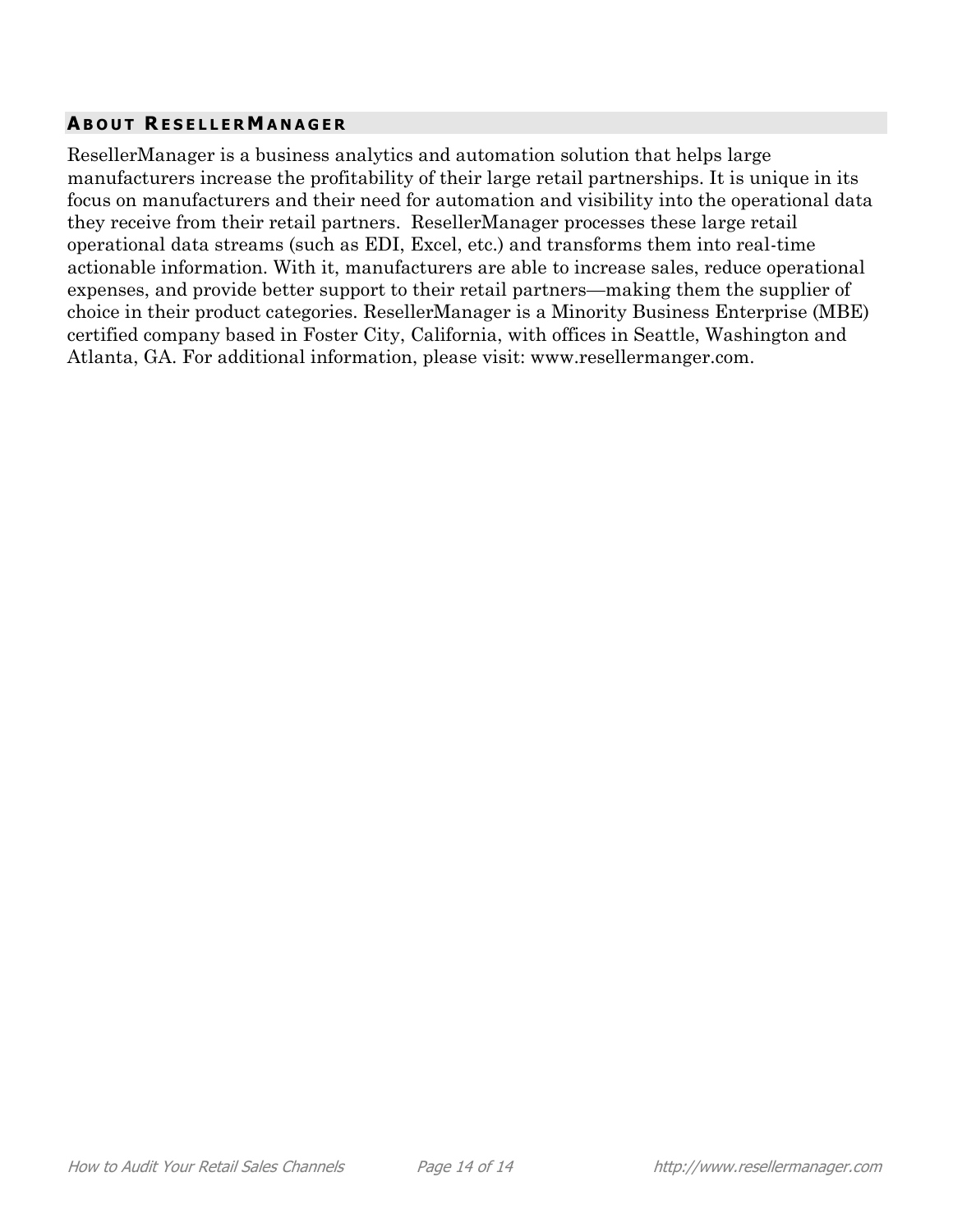## About ResellerManager

ResellerManager is a business analytics and automation solution that helps large manufacturers increase the profitability of their large retail partnerships. It is unique in its focus on manufacturers and their need for automation and visibility into the operational data they receive from their retail partners. ResellerManager processes these large retail operational data streams (such as EDI, Excel, etc.) and transforms them into real-time actionable information. With it, manufacturers are able to increase sales, reduce operational expenses, and provide better support to their retail partners—making them the supplier of choice in their product categories. ResellerManager is a Minority Business Enterprise (MBE) certified company based in Foster City, California, with offices in Seattle, Washington and Atlanta, GA. For additional information, please visit: www.resellermanger.com.